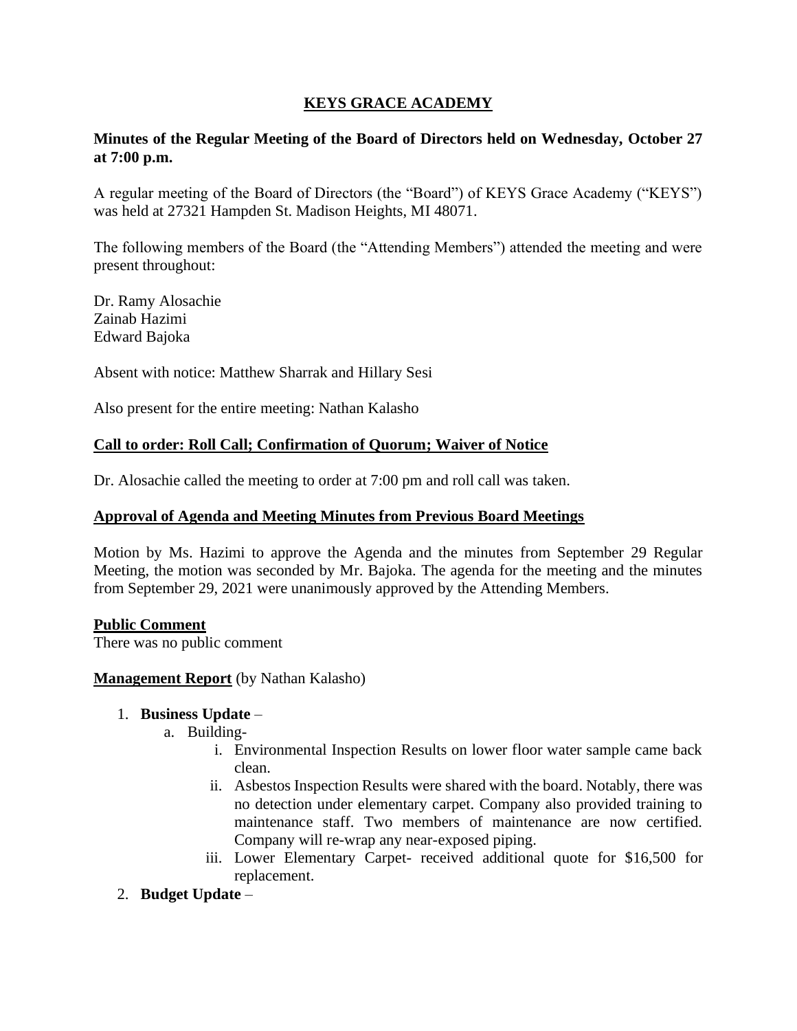# KEYS GRACE ACADEMY

**Minutes of the Regular Meeting of the Board of Directors held on Wednesday, October 27 at 7:00 p.m.**

A regular meeting of the Board of Directors (the "Board") of KEYS Grace Academy ("KEYS") was held at 27321 Hampden St. Madison Heights, MI 48071.

The following members of the Board (the "Attending Members") attended the meeting and were present throughout:

Dr. Ramy Alosachie
Zainab Hazimi
Edward Bajoka

Absent with notice: Matthew Sharrak and Hillary Sesi

Also present for the entire meeting: Nathan Kalasho

## Call to order: Roll Call; Confirmation of Quorum; Waiver of Notice

Dr. Alosachie called the meeting to order at 7:00 pm and roll call was taken.

## Approval of Agenda and Meeting Minutes from Previous Board Meetings

Motion by Ms. Hazimi to approve the Agenda and the minutes from September 29 Regular Meeting, the motion was seconded by Mr. Bajoka. The agenda for the meeting and the minutes from September 29, 2021 were unanimously approved by the Attending Members.

## Public Comment

There was no public comment

**Management Report** (by Nathan Kalasho)

1. **Business Update** –
   a. Building-
      i. Environmental Inspection Results on lower floor water sample came back clean.
      ii. Asbestos Inspection Results were shared with the board. Notably, there was no detection under elementary carpet. Company also provided training to maintenance staff. Two members of maintenance are now certified. Company will re-wrap any near-exposed piping.
      iii. Lower Elementary Carpet- received additional quote for $16,500 for replacement.
2. **Budget Update** –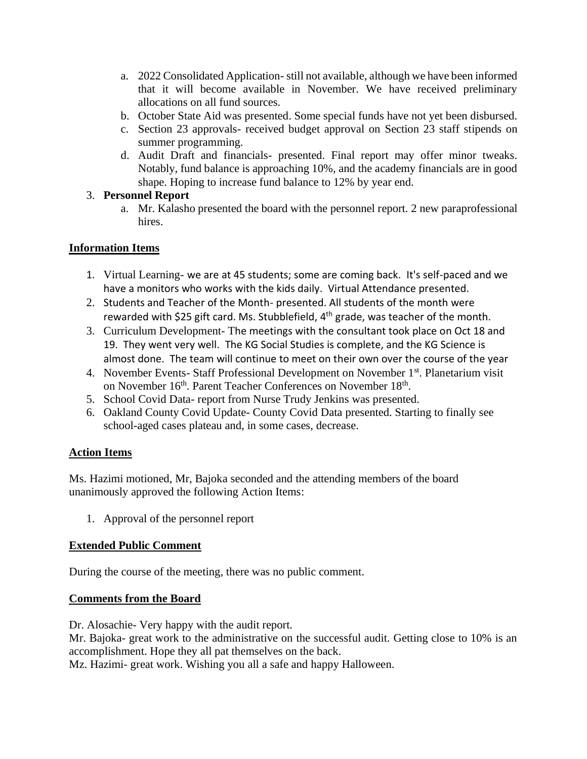a. 2022 Consolidated Application- still not available, although we have been informed that it will become available in November. We have received preliminary allocations on all fund sources.
b. October State Aid was presented. Some special funds have not yet been disbursed.
c. Section 23 approvals- received budget approval on Section 23 staff stipends on summer programming.
d. Audit Draft and financials- presented. Final report may offer minor tweaks. Notably, fund balance is approaching 10%, and the academy financials are in good shape. Hoping to increase fund balance to 12% by year end.

3. **Personnel Report**
   a. Mr. Kalasho presented the board with the personnel report. 2 new paraprofessional hires.

## Information Items

1. Virtual Learning- we are at 45 students; some are coming back. It's self-paced and we have a monitors who works with the kids daily. Virtual Attendance presented.
2. Students and Teacher of the Month- presented. All students of the month were rewarded with $25 gift card. Ms. Stubblefield, 4th grade, was teacher of the month.
3. Curriculum Development- The meetings with the consultant took place on Oct 18 and 19. They went very well. The KG Social Studies is complete, and the KG Science is almost done. The team will continue to meet on their own over the course of the year
4. November Events- Staff Professional Development on November 1st. Planetarium visit on November 16th. Parent Teacher Conferences on November 18th.
5. School Covid Data- report from Nurse Trudy Jenkins was presented.
6. Oakland County Covid Update- County Covid Data presented. Starting to finally see school-aged cases plateau and, in some cases, decrease.

## Action Items

Ms. Hazimi motioned, Mr, Bajoka seconded and the attending members of the board unanimously approved the following Action Items:

1. Approval of the personnel report

## Extended Public Comment

During the course of the meeting, there was no public comment.

## Comments from the Board

Dr. Alosachie- Very happy with the audit report.
Mr. Bajoka- great work to the administrative on the successful audit. Getting close to 10% is an accomplishment. Hope they all pat themselves on the back.
Mz. Hazimi- great work. Wishing you all a safe and happy Halloween.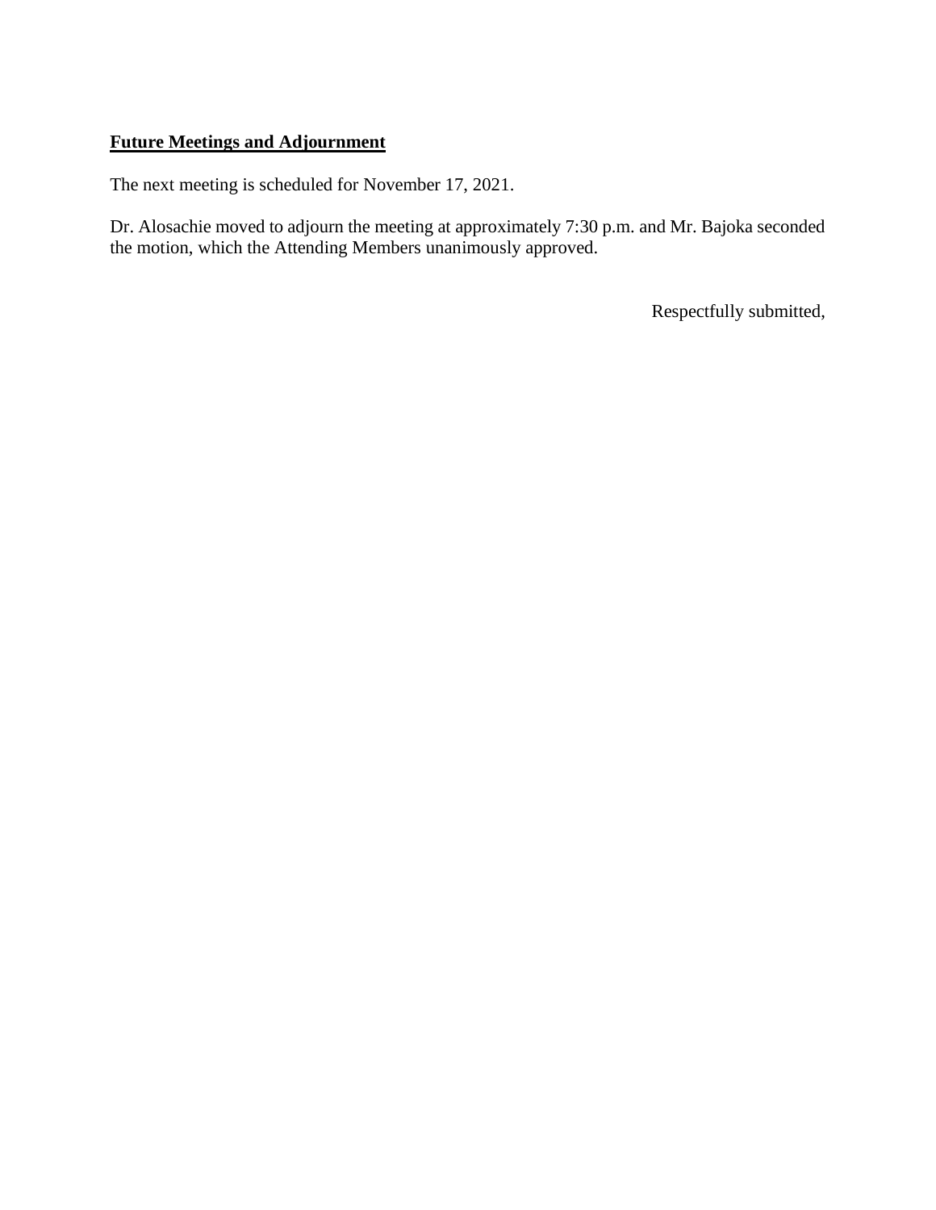**Future Meetings and Adjournment**

The next meeting is scheduled for November 17, 2021.

Dr. Alosachie moved to adjourn the meeting at approximately 7:30 p.m. and Mr. Bajoka seconded the motion, which the Attending Members unanimously approved.

Respectfully submitted,